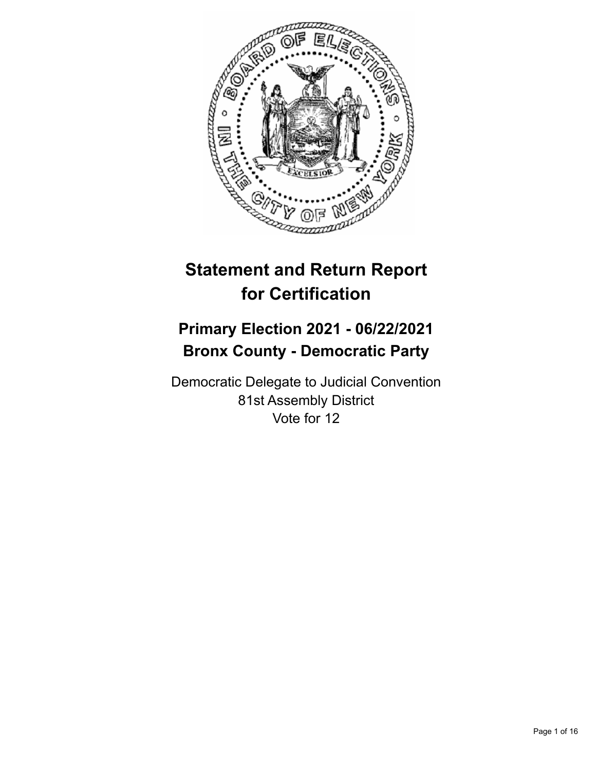# Statement and Return Report for Certification

## Primary Election 2021 - 06/22/2021
## Bronx County - Democratic Party

Democratic Delegate to Judicial Convention
81st Assembly District
Vote for 12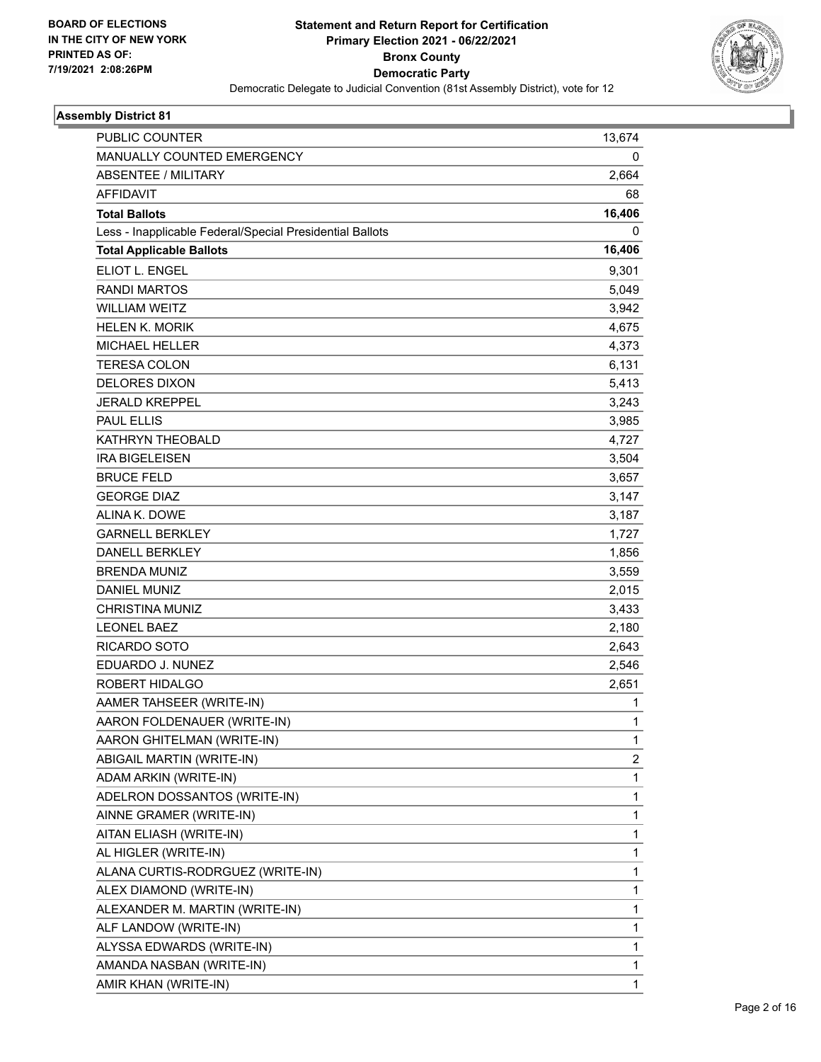BOARD OF ELECTIONS
IN THE CITY OF NEW YORK
PRINTED AS OF:
7/19/2021 2:08:26PM

**Statement and Return Report for Certification**
**Primary Election 2021 - 06/22/2021**
**Bronx County**
**Democratic Party**
Democratic Delegate to Judicial Convention (81st Assembly District), vote for 12

### Assembly District 81

| | |
|---|---|
| PUBLIC COUNTER | 13,674 |
| MANUALLY COUNTED EMERGENCY | 0 |
| ABSENTEE / MILITARY | 2,664 |
| AFFIDAVIT | 68 |
| **Total Ballots** | **16,406** |
| Less - Inapplicable Federal/Special Presidential Ballots | 0 |
| **Total Applicable Ballots** | **16,406** |
| ELIOT L. ENGEL | 9,301 |
| RANDI MARTOS | 5,049 |
| WILLIAM WEITZ | 3,942 |
| HELEN K. MORIK | 4,675 |
| MICHAEL HELLER | 4,373 |
| TERESA COLON | 6,131 |
| DELORES DIXON | 5,413 |
| JERALD KREPPEL | 3,243 |
| PAUL ELLIS | 3,985 |
| KATHRYN THEOBALD | 4,727 |
| IRA BIGELEISEN | 3,504 |
| BRUCE FELD | 3,657 |
| GEORGE DIAZ | 3,147 |
| ALINA K. DOWE | 3,187 |
| GARNELL BERKLEY | 1,727 |
| DANELL BERKLEY | 1,856 |
| BRENDA MUNIZ | 3,559 |
| DANIEL MUNIZ | 2,015 |
| CHRISTINA MUNIZ | 3,433 |
| LEONEL BAEZ | 2,180 |
| RICARDO SOTO | 2,643 |
| EDUARDO J. NUNEZ | 2,546 |
| ROBERT HIDALGO | 2,651 |
| AAMER TAHSEER (WRITE-IN) | 1 |
| AARON FOLDENAUER (WRITE-IN) | 1 |
| AARON GHITELMAN (WRITE-IN) | 1 |
| ABIGAIL MARTIN (WRITE-IN) | 2 |
| ADAM ARKIN (WRITE-IN) | 1 |
| ADELRON DOSSANTOS (WRITE-IN) | 1 |
| AINNE GRAMER (WRITE-IN) | 1 |
| AITAN ELIASH (WRITE-IN) | 1 |
| AL HIGLER (WRITE-IN) | 1 |
| ALANA CURTIS-RODRGUEZ (WRITE-IN) | 1 |
| ALEX DIAMOND (WRITE-IN) | 1 |
| ALEXANDER M. MARTIN (WRITE-IN) | 1 |
| ALF LANDOW (WRITE-IN) | 1 |
| ALYSSA EDWARDS (WRITE-IN) | 1 |
| AMANDA NASBAN (WRITE-IN) | 1 |
| AMIR KHAN (WRITE-IN) | 1 |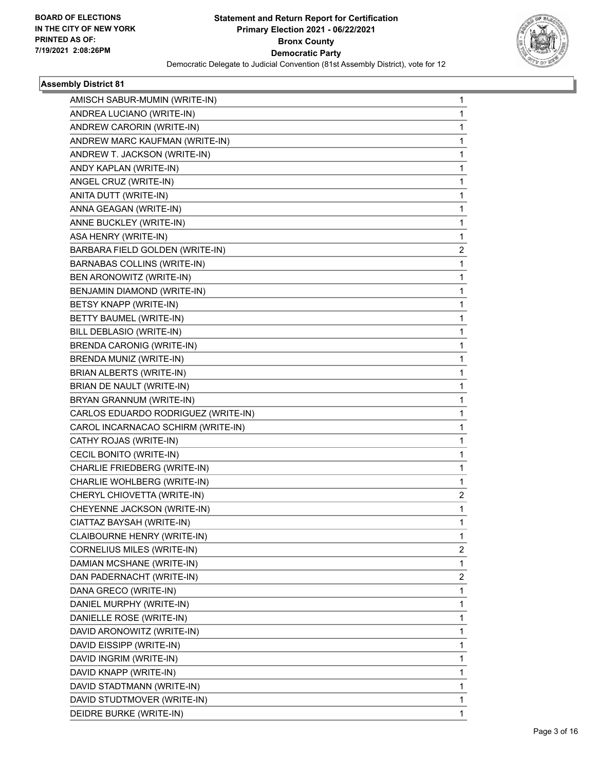**BOARD OF ELECTIONS IN THE CITY OF NEW YORK PRINTED AS OF: 7/19/2021 2:08:26PM**

# Statement and Return Report for Certification
## Primary Election 2021 - 06/22/2021
## Bronx County
## Democratic Party
### Democratic Delegate to Judicial Convention (81st Assembly District), vote for 12

### Assembly District 81

| Candidate | Votes |
|---|---|
| AMISCH SABUR-MUMIN (WRITE-IN) | 1 |
| ANDREA LUCIANO (WRITE-IN) | 1 |
| ANDREW CARORIN (WRITE-IN) | 1 |
| ANDREW MARC KAUFMAN (WRITE-IN) | 1 |
| ANDREW T. JACKSON (WRITE-IN) | 1 |
| ANDY KAPLAN (WRITE-IN) | 1 |
| ANGEL CRUZ (WRITE-IN) | 1 |
| ANITA DUTT (WRITE-IN) | 1 |
| ANNA GEAGAN (WRITE-IN) | 1 |
| ANNE BUCKLEY (WRITE-IN) | 1 |
| ASA HENRY (WRITE-IN) | 1 |
| BARBARA FIELD GOLDEN (WRITE-IN) | 2 |
| BARNABAS COLLINS (WRITE-IN) | 1 |
| BEN ARONOWITZ (WRITE-IN) | 1 |
| BENJAMIN DIAMOND (WRITE-IN) | 1 |
| BETSY KNAPP (WRITE-IN) | 1 |
| BETTY BAUMEL (WRITE-IN) | 1 |
| BILL DEBLASIO (WRITE-IN) | 1 |
| BRENDA CARONIG (WRITE-IN) | 1 |
| BRENDA MUNIZ (WRITE-IN) | 1 |
| BRIAN ALBERTS (WRITE-IN) | 1 |
| BRIAN DE NAULT (WRITE-IN) | 1 |
| BRYAN GRANNUM (WRITE-IN) | 1 |
| CARLOS EDUARDO RODRIGUEZ (WRITE-IN) | 1 |
| CAROL INCARNACAO SCHIRM (WRITE-IN) | 1 |
| CATHY ROJAS (WRITE-IN) | 1 |
| CECIL BONITO (WRITE-IN) | 1 |
| CHARLIE FRIEDBERG (WRITE-IN) | 1 |
| CHARLIE WOHLBERG (WRITE-IN) | 1 |
| CHERYL CHIOVETTA (WRITE-IN) | 2 |
| CHEYENNE JACKSON (WRITE-IN) | 1 |
| CIATTAZ BAYSAH (WRITE-IN) | 1 |
| CLAIBOURNE HENRY (WRITE-IN) | 1 |
| CORNELIUS MILES (WRITE-IN) | 2 |
| DAMIAN MCSHANE (WRITE-IN) | 1 |
| DAN PADERNACHT (WRITE-IN) | 2 |
| DANA GRECO (WRITE-IN) | 1 |
| DANIEL MURPHY (WRITE-IN) | 1 |
| DANIELLE ROSE (WRITE-IN) | 1 |
| DAVID ARONOWITZ (WRITE-IN) | 1 |
| DAVID EISSIPP (WRITE-IN) | 1 |
| DAVID INGRIM (WRITE-IN) | 1 |
| DAVID KNAPP (WRITE-IN) | 1 |
| DAVID STADTMANN (WRITE-IN) | 1 |
| DAVID STUDTMOVER (WRITE-IN) | 1 |
| DEIDRE BURKE (WRITE-IN) | 1 |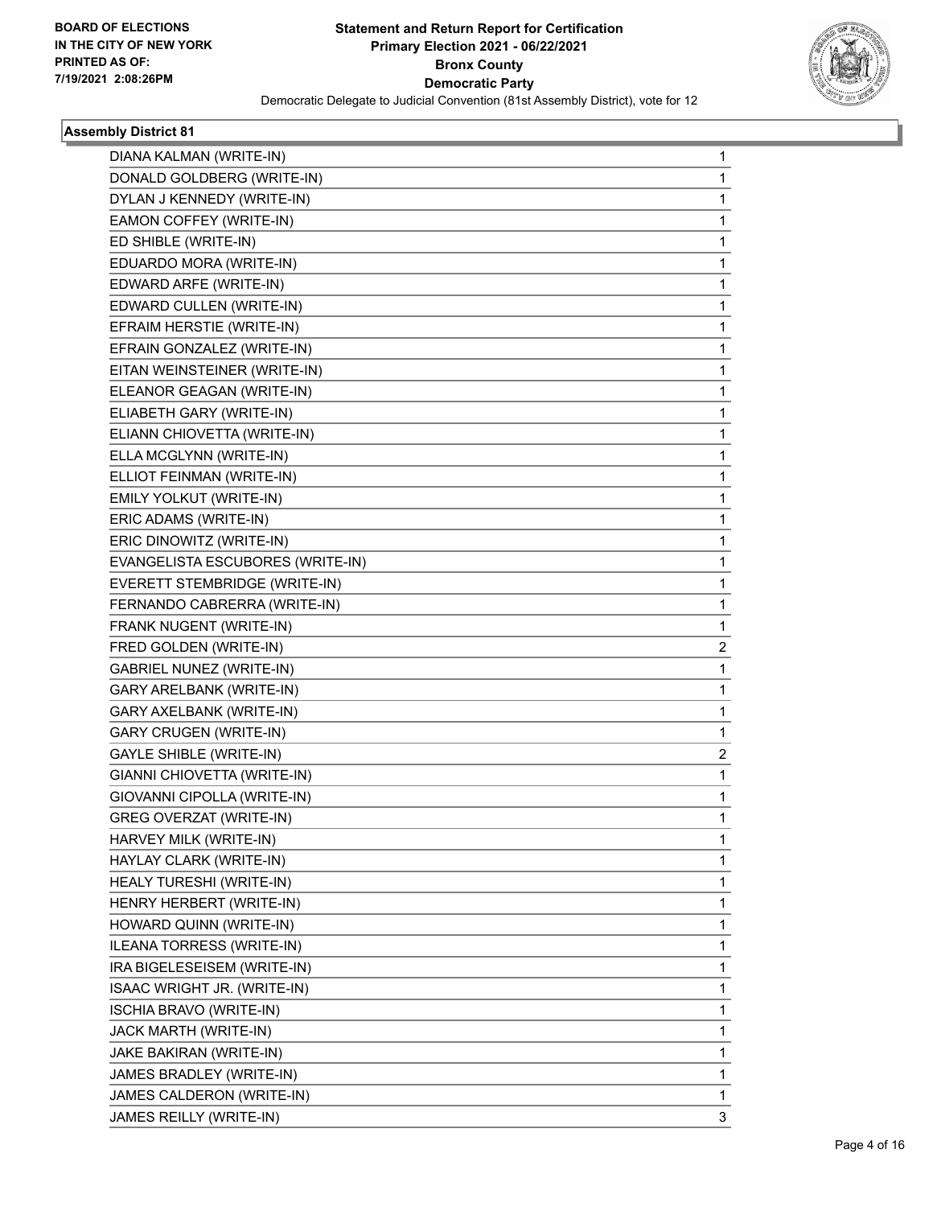**BOARD OF ELECTIONS**
**IN THE CITY OF NEW YORK**
**PRINTED AS OF:**
**7/19/2021 2:08:26PM**

**Statement and Return Report for Certification**
**Primary Election 2021 - 06/22/2021**
**Bronx County**
**Democratic Party**
Democratic Delegate to Judicial Convention (81st Assembly District), vote for 12

### Assembly District 81

| | |
|---|---|
| DIANA KALMAN (WRITE-IN) | 1 |
| DONALD GOLDBERG (WRITE-IN) | 1 |
| DYLAN J KENNEDY (WRITE-IN) | 1 |
| EAMON COFFEY (WRITE-IN) | 1 |
| ED SHIBLE (WRITE-IN) | 1 |
| EDUARDO MORA (WRITE-IN) | 1 |
| EDWARD ARFE (WRITE-IN) | 1 |
| EDWARD CULLEN (WRITE-IN) | 1 |
| EFRAIM HERSTIE (WRITE-IN) | 1 |
| EFRAIN GONZALEZ (WRITE-IN) | 1 |
| EITAN WEINSTEINER (WRITE-IN) | 1 |
| ELEANOR GEAGAN (WRITE-IN) | 1 |
| ELIABETH GARY (WRITE-IN) | 1 |
| ELIANN CHIOVETTA (WRITE-IN) | 1 |
| ELLA MCGLYNN (WRITE-IN) | 1 |
| ELLIOT FEINMAN (WRITE-IN) | 1 |
| EMILY YOLKUT (WRITE-IN) | 1 |
| ERIC ADAMS (WRITE-IN) | 1 |
| ERIC DINOWITZ (WRITE-IN) | 1 |
| EVANGELISTA ESCUBORES (WRITE-IN) | 1 |
| EVERETT STEMBRIDGE (WRITE-IN) | 1 |
| FERNANDO CABRERRA (WRITE-IN) | 1 |
| FRANK NUGENT (WRITE-IN) | 1 |
| FRED GOLDEN (WRITE-IN) | 2 |
| GABRIEL NUNEZ (WRITE-IN) | 1 |
| GARY ARELBANK (WRITE-IN) | 1 |
| GARY AXELBANK (WRITE-IN) | 1 |
| GARY CRUGEN (WRITE-IN) | 1 |
| GAYLE SHIBLE (WRITE-IN) | 2 |
| GIANNI CHIOVETTA (WRITE-IN) | 1 |
| GIOVANNI CIPOLLA (WRITE-IN) | 1 |
| GREG OVERZAT (WRITE-IN) | 1 |
| HARVEY MILK (WRITE-IN) | 1 |
| HAYLAY CLARK (WRITE-IN) | 1 |
| HEALY TURESHI (WRITE-IN) | 1 |
| HENRY HERBERT (WRITE-IN) | 1 |
| HOWARD QUINN (WRITE-IN) | 1 |
| ILEANA TORRESS (WRITE-IN) | 1 |
| IRA BIGELESEISEM (WRITE-IN) | 1 |
| ISAAC WRIGHT JR. (WRITE-IN) | 1 |
| ISCHIA BRAVO (WRITE-IN) | 1 |
| JACK MARTH (WRITE-IN) | 1 |
| JAKE BAKIRAN (WRITE-IN) | 1 |
| JAMES BRADLEY (WRITE-IN) | 1 |
| JAMES CALDERON (WRITE-IN) | 1 |
| JAMES REILLY (WRITE-IN) | 3 |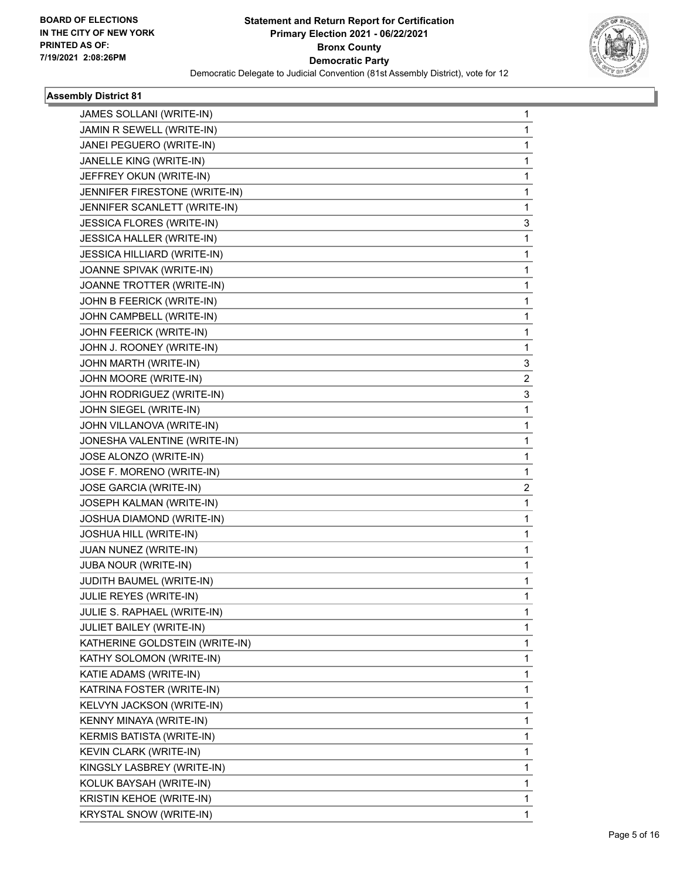**BOARD OF ELECTIONS IN THE CITY OF NEW YORK PRINTED AS OF: 7/19/2021 2:08:26PM**

# Statement and Return Report for Certification
## Primary Election 2021 - 06/22/2021
## Bronx County
## Democratic Party
### Democratic Delegate to Judicial Convention (81st Assembly District), vote for 12

**Assembly District 81**

| Candidate | Votes |
|---|---|
| JAMES SOLLANI (WRITE-IN) | 1 |
| JAMIN R SEWELL (WRITE-IN) | 1 |
| JANEI PEGUERO (WRITE-IN) | 1 |
| JANELLE KING (WRITE-IN) | 1 |
| JEFFREY OKUN (WRITE-IN) | 1 |
| JENNIFER FIRESTONE (WRITE-IN) | 1 |
| JENNIFER SCANLETT (WRITE-IN) | 1 |
| JESSICA FLORES (WRITE-IN) | 3 |
| JESSICA HALLER (WRITE-IN) | 1 |
| JESSICA HILLIARD (WRITE-IN) | 1 |
| JOANNE SPIVAK (WRITE-IN) | 1 |
| JOANNE TROTTER (WRITE-IN) | 1 |
| JOHN B FEERICK (WRITE-IN) | 1 |
| JOHN CAMPBELL (WRITE-IN) | 1 |
| JOHN FEERICK (WRITE-IN) | 1 |
| JOHN J. ROONEY (WRITE-IN) | 1 |
| JOHN MARTH (WRITE-IN) | 3 |
| JOHN MOORE (WRITE-IN) | 2 |
| JOHN RODRIGUEZ (WRITE-IN) | 3 |
| JOHN SIEGEL (WRITE-IN) | 1 |
| JOHN VILLANOVA (WRITE-IN) | 1 |
| JONESHA VALENTINE (WRITE-IN) | 1 |
| JOSE ALONZO (WRITE-IN) | 1 |
| JOSE F. MORENO (WRITE-IN) | 1 |
| JOSE GARCIA (WRITE-IN) | 2 |
| JOSEPH KALMAN (WRITE-IN) | 1 |
| JOSHUA DIAMOND (WRITE-IN) | 1 |
| JOSHUA HILL (WRITE-IN) | 1 |
| JUAN NUNEZ (WRITE-IN) | 1 |
| JUBA NOUR (WRITE-IN) | 1 |
| JUDITH BAUMEL (WRITE-IN) | 1 |
| JULIE REYES (WRITE-IN) | 1 |
| JULIE S. RAPHAEL (WRITE-IN) | 1 |
| JULIET BAILEY (WRITE-IN) | 1 |
| KATHERINE GOLDSTEIN (WRITE-IN) | 1 |
| KATHY SOLOMON (WRITE-IN) | 1 |
| KATIE ADAMS (WRITE-IN) | 1 |
| KATRINA FOSTER (WRITE-IN) | 1 |
| KELVYN JACKSON (WRITE-IN) | 1 |
| KENNY MINAYA (WRITE-IN) | 1 |
| KERMIS BATISTA (WRITE-IN) | 1 |
| KEVIN CLARK (WRITE-IN) | 1 |
| KINGSLY LASBREY (WRITE-IN) | 1 |
| KOLUK BAYSAH (WRITE-IN) | 1 |
| KRISTIN KEHOE (WRITE-IN) | 1 |
| KRYSTAL SNOW (WRITE-IN) | 1 |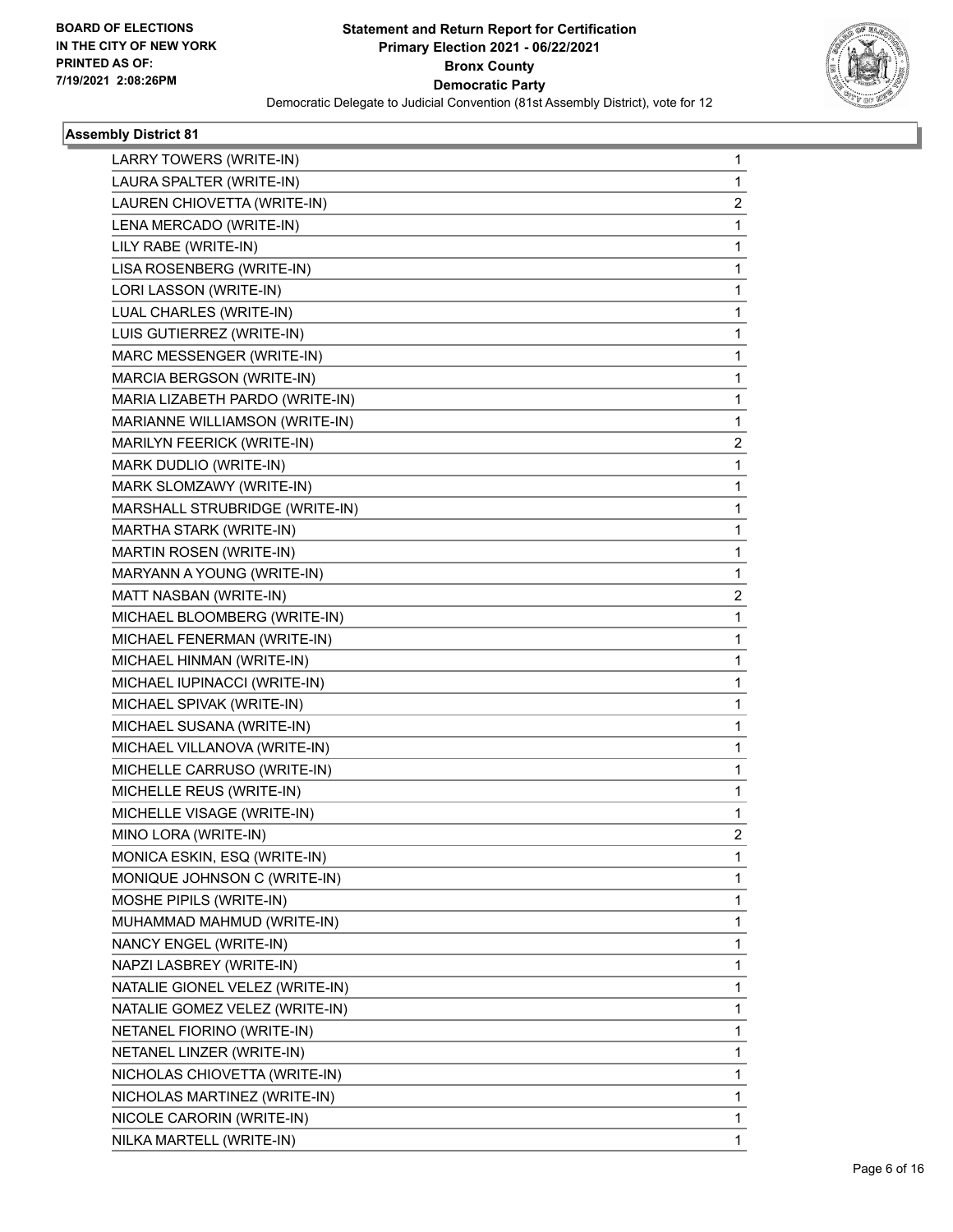BOARD OF ELECTIONS
IN THE CITY OF NEW YORK
PRINTED AS OF:
7/19/2021 2:08:26PM

**Statement and Return Report for Certification**
**Primary Election 2021 - 06/22/2021**
**Bronx County**
**Democratic Party**
Democratic Delegate to Judicial Convention (81st Assembly District), vote for 12

### Assembly District 81

| | |
|---|---|
| LARRY TOWERS (WRITE-IN) | 1 |
| LAURA SPALTER (WRITE-IN) | 1 |
| LAUREN CHIOVETTA (WRITE-IN) | 2 |
| LENA MERCADO (WRITE-IN) | 1 |
| LILY RABE (WRITE-IN) | 1 |
| LISA ROSENBERG (WRITE-IN) | 1 |
| LORI LASSON (WRITE-IN) | 1 |
| LUAL CHARLES (WRITE-IN) | 1 |
| LUIS GUTIERREZ (WRITE-IN) | 1 |
| MARC MESSENGER (WRITE-IN) | 1 |
| MARCIA BERGSON (WRITE-IN) | 1 |
| MARIA LIZABETH PARDO (WRITE-IN) | 1 |
| MARIANNE WILLIAMSON (WRITE-IN) | 1 |
| MARILYN FEERICK (WRITE-IN) | 2 |
| MARK DUDLIO (WRITE-IN) | 1 |
| MARK SLOMZAWY (WRITE-IN) | 1 |
| MARSHALL STRUBRIDGE (WRITE-IN) | 1 |
| MARTHA STARK (WRITE-IN) | 1 |
| MARTIN ROSEN (WRITE-IN) | 1 |
| MARYANN A YOUNG (WRITE-IN) | 1 |
| MATT NASBAN (WRITE-IN) | 2 |
| MICHAEL BLOOMBERG (WRITE-IN) | 1 |
| MICHAEL FENERMAN (WRITE-IN) | 1 |
| MICHAEL HINMAN (WRITE-IN) | 1 |
| MICHAEL IUPINACCI (WRITE-IN) | 1 |
| MICHAEL SPIVAK (WRITE-IN) | 1 |
| MICHAEL SUSANA (WRITE-IN) | 1 |
| MICHAEL VILLANOVA (WRITE-IN) | 1 |
| MICHELLE CARRUSO (WRITE-IN) | 1 |
| MICHELLE REUS (WRITE-IN) | 1 |
| MICHELLE VISAGE (WRITE-IN) | 1 |
| MINO LORA (WRITE-IN) | 2 |
| MONICA ESKIN, ESQ (WRITE-IN) | 1 |
| MONIQUE JOHNSON C (WRITE-IN) | 1 |
| MOSHE PIPILS (WRITE-IN) | 1 |
| MUHAMMAD MAHMUD (WRITE-IN) | 1 |
| NANCY ENGEL (WRITE-IN) | 1 |
| NAPZI LASBREY (WRITE-IN) | 1 |
| NATALIE GIONEL VELEZ (WRITE-IN) | 1 |
| NATALIE GOMEZ VELEZ (WRITE-IN) | 1 |
| NETANEL FIORINO (WRITE-IN) | 1 |
| NETANEL LINZER (WRITE-IN) | 1 |
| NICHOLAS CHIOVETTA (WRITE-IN) | 1 |
| NICHOLAS MARTINEZ (WRITE-IN) | 1 |
| NICOLE CARORIN (WRITE-IN) | 1 |
| NILKA MARTELL (WRITE-IN) | 1 |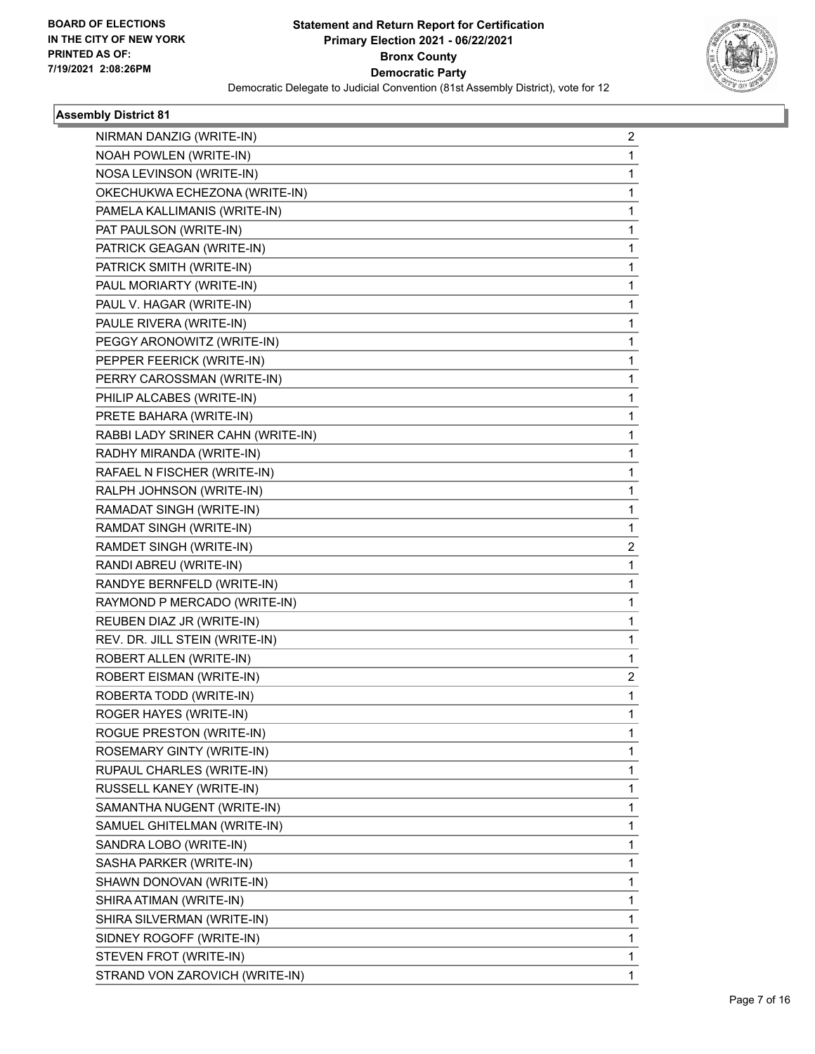BOARD OF ELECTIONS
IN THE CITY OF NEW YORK
PRINTED AS OF:
7/19/2021 2:08:26PM

**Statement and Return Report for Certification**
**Primary Election 2021 - 06/22/2021**
**Bronx County**
**Democratic Party**
Democratic Delegate to Judicial Convention (81st Assembly District), vote for 12

### Assembly District 81

| | |
|---|---|
| NIRMAN DANZIG (WRITE-IN) | 2 |
| NOAH POWLEN (WRITE-IN) | 1 |
| NOSA LEVINSON (WRITE-IN) | 1 |
| OKECHUKWA ECHEZONA (WRITE-IN) | 1 |
| PAMELA KALLIMANIS (WRITE-IN) | 1 |
| PAT PAULSON (WRITE-IN) | 1 |
| PATRICK GEAGAN (WRITE-IN) | 1 |
| PATRICK SMITH (WRITE-IN) | 1 |
| PAUL MORIARTY (WRITE-IN) | 1 |
| PAUL V. HAGAR (WRITE-IN) | 1 |
| PAULE RIVERA (WRITE-IN) | 1 |
| PEGGY ARONOWITZ (WRITE-IN) | 1 |
| PEPPER FEERICK (WRITE-IN) | 1 |
| PERRY CAROSSMAN (WRITE-IN) | 1 |
| PHILIP ALCABES (WRITE-IN) | 1 |
| PRETE BAHARA (WRITE-IN) | 1 |
| RABBI LADY SRINER CAHN (WRITE-IN) | 1 |
| RADHY MIRANDA (WRITE-IN) | 1 |
| RAFAEL N FISCHER (WRITE-IN) | 1 |
| RALPH JOHNSON (WRITE-IN) | 1 |
| RAMADAT SINGH (WRITE-IN) | 1 |
| RAMDAT SINGH (WRITE-IN) | 1 |
| RAMDET SINGH (WRITE-IN) | 2 |
| RANDI ABREU (WRITE-IN) | 1 |
| RANDYE BERNFELD (WRITE-IN) | 1 |
| RAYMOND P MERCADO (WRITE-IN) | 1 |
| REUBEN DIAZ JR (WRITE-IN) | 1 |
| REV. DR. JILL STEIN (WRITE-IN) | 1 |
| ROBERT ALLEN (WRITE-IN) | 1 |
| ROBERT EISMAN (WRITE-IN) | 2 |
| ROBERTA TODD (WRITE-IN) | 1 |
| ROGER HAYES (WRITE-IN) | 1 |
| ROGUE PRESTON (WRITE-IN) | 1 |
| ROSEMARY GINTY (WRITE-IN) | 1 |
| RUPAUL CHARLES (WRITE-IN) | 1 |
| RUSSELL KANEY (WRITE-IN) | 1 |
| SAMANTHA NUGENT (WRITE-IN) | 1 |
| SAMUEL GHITELMAN (WRITE-IN) | 1 |
| SANDRA LOBO (WRITE-IN) | 1 |
| SASHA PARKER (WRITE-IN) | 1 |
| SHAWN DONOVAN (WRITE-IN) | 1 |
| SHIRA ATIMAN (WRITE-IN) | 1 |
| SHIRA SILVERMAN (WRITE-IN) | 1 |
| SIDNEY ROGOFF (WRITE-IN) | 1 |
| STEVEN FROT (WRITE-IN) | 1 |
| STRAND VON ZAROVICH (WRITE-IN) | 1 |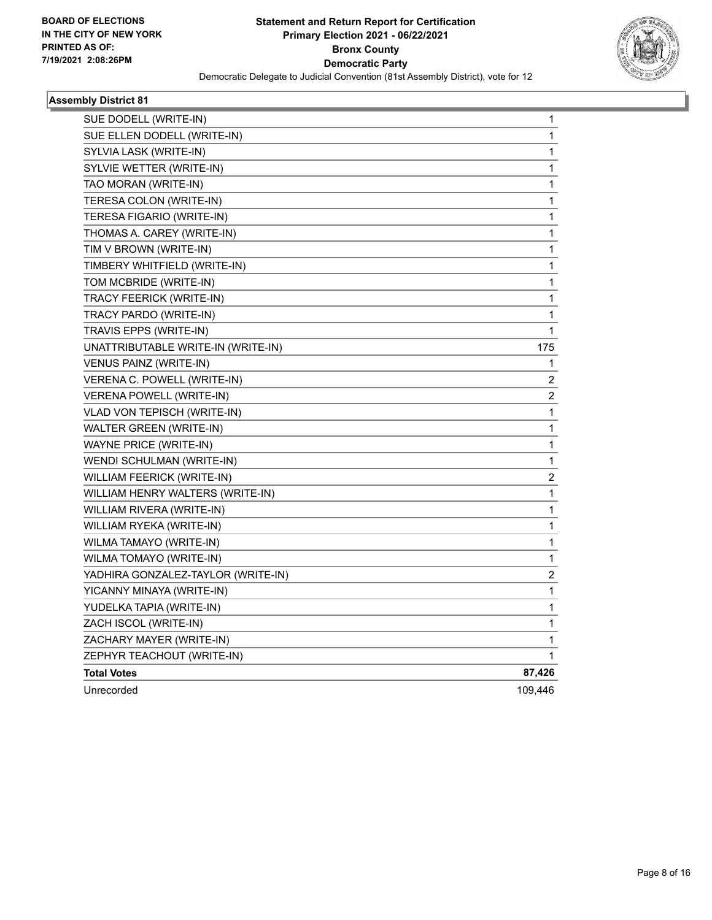**BOARD OF ELECTIONS IN THE CITY OF NEW YORK PRINTED AS OF: 7/19/2021 2:08:26PM**

# Statement and Return Report for Certification
## Primary Election 2021 - 06/22/2021
## Bronx County
## Democratic Party

Democratic Delegate to Judicial Convention (81st Assembly District), vote for 12

### Assembly District 81

| | |
|---|---|
| SUE DODELL (WRITE-IN) | 1 |
| SUE ELLEN DODELL (WRITE-IN) | 1 |
| SYLVIA LASK (WRITE-IN) | 1 |
| SYLVIE WETTER (WRITE-IN) | 1 |
| TAO MORAN (WRITE-IN) | 1 |
| TERESA COLON (WRITE-IN) | 1 |
| TERESA FIGARIO (WRITE-IN) | 1 |
| THOMAS A. CAREY (WRITE-IN) | 1 |
| TIM V BROWN (WRITE-IN) | 1 |
| TIMBERY WHITFIELD (WRITE-IN) | 1 |
| TOM MCBRIDE (WRITE-IN) | 1 |
| TRACY FEERICK (WRITE-IN) | 1 |
| TRACY PARDO (WRITE-IN) | 1 |
| TRAVIS EPPS (WRITE-IN) | 1 |
| UNATTRIBUTABLE WRITE-IN (WRITE-IN) | 175 |
| VENUS PAINZ (WRITE-IN) | 1 |
| VERENA C. POWELL (WRITE-IN) | 2 |
| VERENA POWELL (WRITE-IN) | 2 |
| VLAD VON TEPISCH (WRITE-IN) | 1 |
| WALTER GREEN (WRITE-IN) | 1 |
| WAYNE PRICE (WRITE-IN) | 1 |
| WENDI SCHULMAN (WRITE-IN) | 1 |
| WILLIAM FEERICK (WRITE-IN) | 2 |
| WILLIAM HENRY WALTERS (WRITE-IN) | 1 |
| WILLIAM RIVERA (WRITE-IN) | 1 |
| WILLIAM RYEKA (WRITE-IN) | 1 |
| WILMA TAMAYO (WRITE-IN) | 1 |
| WILMA TOMAYO (WRITE-IN) | 1 |
| YADHIRA GONZALEZ-TAYLOR (WRITE-IN) | 2 |
| YICANNY MINAYA (WRITE-IN) | 1 |
| YUDELKA TAPIA (WRITE-IN) | 1 |
| ZACH ISCOL (WRITE-IN) | 1 |
| ZACHARY MAYER (WRITE-IN) | 1 |
| ZEPHYR TEACHOUT (WRITE-IN) | 1 |
| **Total Votes** | **87,426** |
| Unrecorded | 109,446 |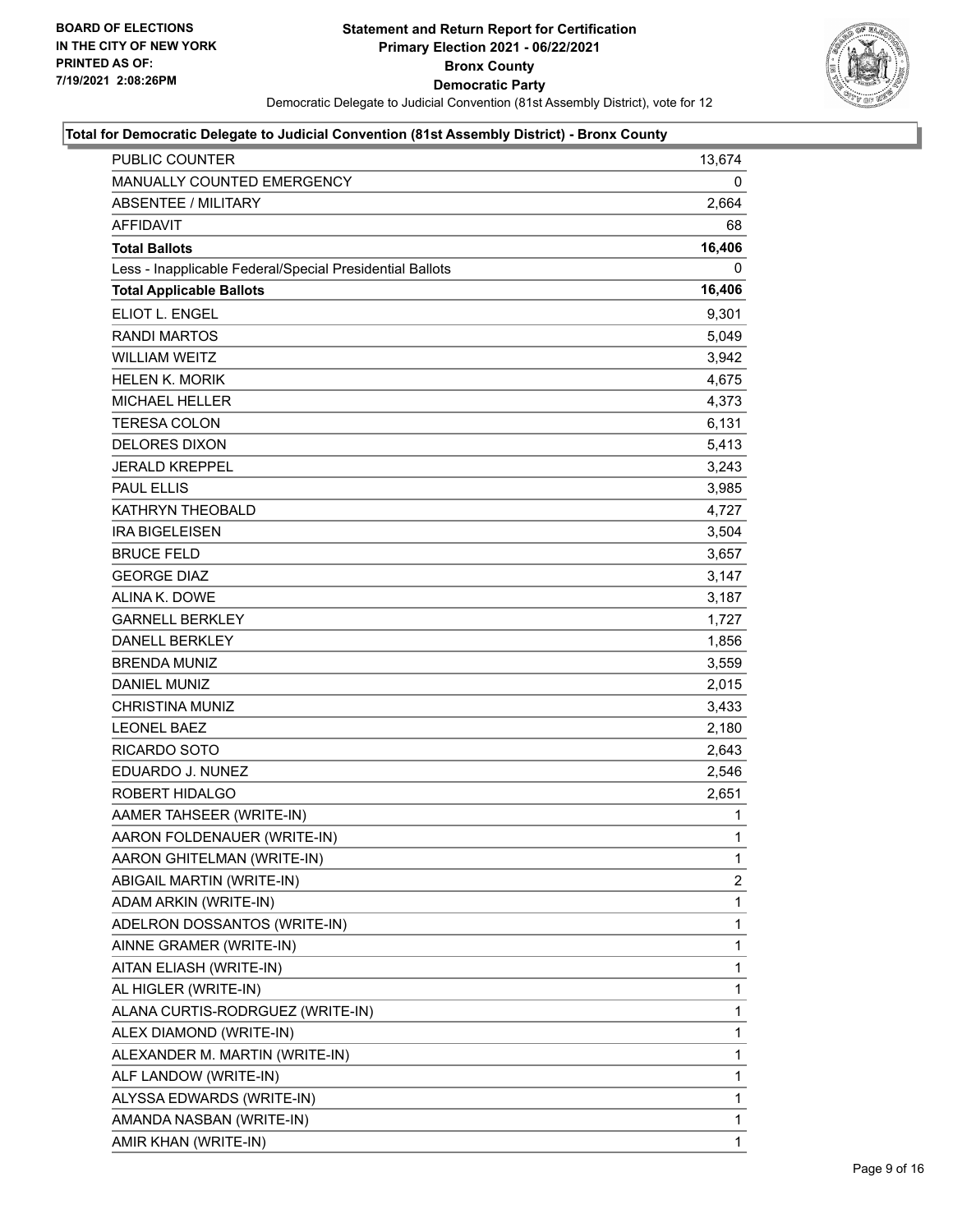BOARD OF ELECTIONS
IN THE CITY OF NEW YORK
PRINTED AS OF:
7/19/2021 2:08:26PM

# Statement and Return Report for Certification
## Primary Election 2021 - 06/22/2021
## Bronx County
## Democratic Party

Democratic Delegate to Judicial Convention (81st Assembly District), vote for 12

### Total for Democratic Delegate to Judicial Convention (81st Assembly District) - Bronx County

| | |
|---|---|
| PUBLIC COUNTER | 13,674 |
| MANUALLY COUNTED EMERGENCY | 0 |
| ABSENTEE / MILITARY | 2,664 |
| AFFIDAVIT | 68 |
| **Total Ballots** | **16,406** |
| Less - Inapplicable Federal/Special Presidential Ballots | 0 |
| **Total Applicable Ballots** | **16,406** |
| ELIOT L. ENGEL | 9,301 |
| RANDI MARTOS | 5,049 |
| WILLIAM WEITZ | 3,942 |
| HELEN K. MORIK | 4,675 |
| MICHAEL HELLER | 4,373 |
| TERESA COLON | 6,131 |
| DELORES DIXON | 5,413 |
| JERALD KREPPEL | 3,243 |
| PAUL ELLIS | 3,985 |
| KATHRYN THEOBALD | 4,727 |
| IRA BIGELEISEN | 3,504 |
| BRUCE FELD | 3,657 |
| GEORGE DIAZ | 3,147 |
| ALINA K. DOWE | 3,187 |
| GARNELL BERKLEY | 1,727 |
| DANELL BERKLEY | 1,856 |
| BRENDA MUNIZ | 3,559 |
| DANIEL MUNIZ | 2,015 |
| CHRISTINA MUNIZ | 3,433 |
| LEONEL BAEZ | 2,180 |
| RICARDO SOTO | 2,643 |
| EDUARDO J. NUNEZ | 2,546 |
| ROBERT HIDALGO | 2,651 |
| AAMER TAHSEER (WRITE-IN) | 1 |
| AARON FOLDENAUER (WRITE-IN) | 1 |
| AARON GHITELMAN (WRITE-IN) | 1 |
| ABIGAIL MARTIN (WRITE-IN) | 2 |
| ADAM ARKIN (WRITE-IN) | 1 |
| ADELRON DOSSANTOS (WRITE-IN) | 1 |
| AINNE GRAMER (WRITE-IN) | 1 |
| AITAN ELIASH (WRITE-IN) | 1 |
| AL HIGLER (WRITE-IN) | 1 |
| ALANA CURTIS-RODRGUEZ (WRITE-IN) | 1 |
| ALEX DIAMOND (WRITE-IN) | 1 |
| ALEXANDER M. MARTIN (WRITE-IN) | 1 |
| ALF LANDOW (WRITE-IN) | 1 |
| ALYSSA EDWARDS (WRITE-IN) | 1 |
| AMANDA NASBAN (WRITE-IN) | 1 |
| AMIR KHAN (WRITE-IN) | 1 |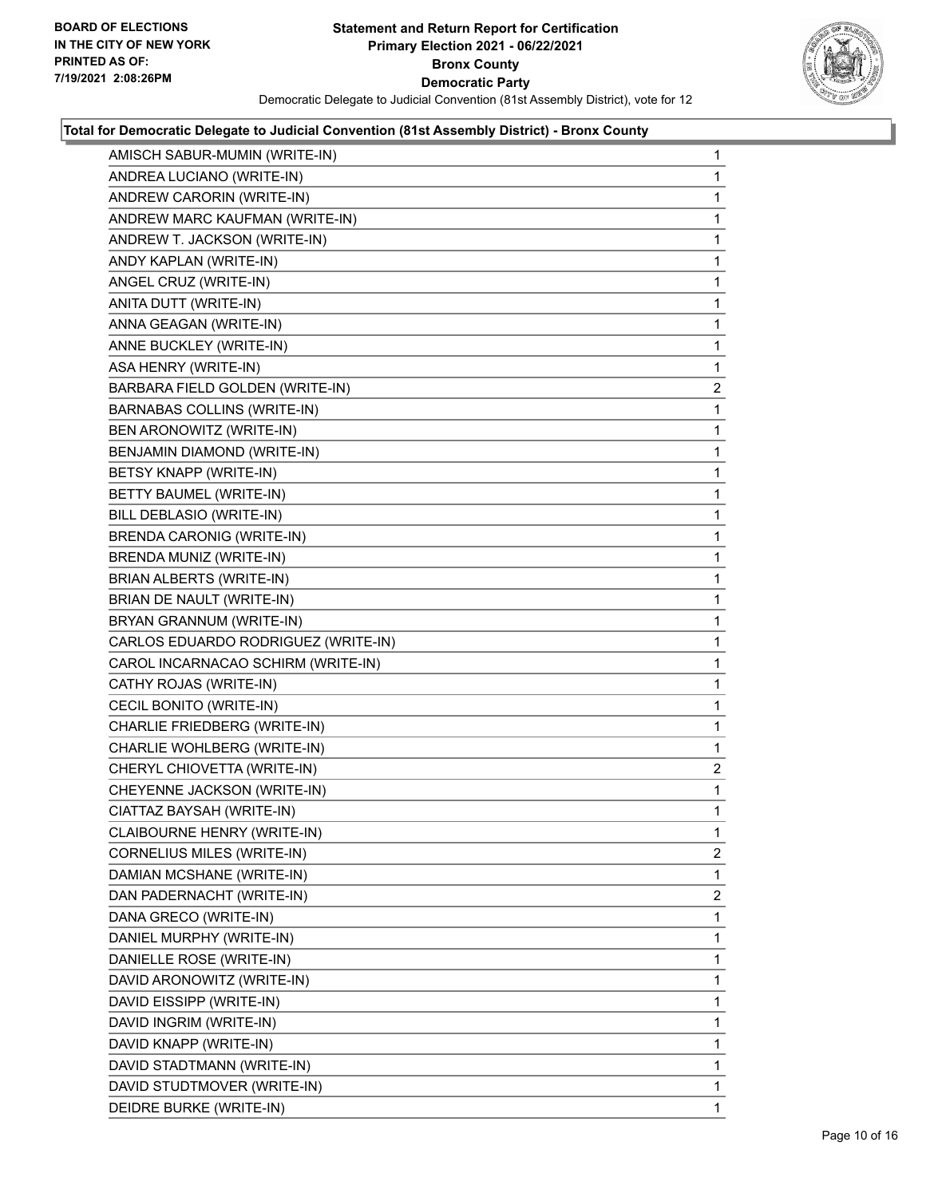**Statement and Return Report for Certification**
**Primary Election 2021 - 06/22/2021**
**Bronx County**
**Democratic Party**
Democratic Delegate to Judicial Convention (81st Assembly District), vote for 12

BOARD OF ELECTIONS
IN THE CITY OF NEW YORK
PRINTED AS OF:
7/19/2021 2:08:26PM

**Total for Democratic Delegate to Judicial Convention (81st Assembly District) - Bronx County**

| Candidate | Votes |
|---|---|
| AMISCH SABUR-MUMIN (WRITE-IN) | 1 |
| ANDREA LUCIANO (WRITE-IN) | 1 |
| ANDREW CARORIN (WRITE-IN) | 1 |
| ANDREW MARC KAUFMAN (WRITE-IN) | 1 |
| ANDREW T. JACKSON (WRITE-IN) | 1 |
| ANDY KAPLAN (WRITE-IN) | 1 |
| ANGEL CRUZ (WRITE-IN) | 1 |
| ANITA DUTT (WRITE-IN) | 1 |
| ANNA GEAGAN (WRITE-IN) | 1 |
| ANNE BUCKLEY (WRITE-IN) | 1 |
| ASA HENRY (WRITE-IN) | 1 |
| BARBARA FIELD GOLDEN (WRITE-IN) | 2 |
| BARNABAS COLLINS (WRITE-IN) | 1 |
| BEN ARONOWITZ (WRITE-IN) | 1 |
| BENJAMIN DIAMOND (WRITE-IN) | 1 |
| BETSY KNAPP (WRITE-IN) | 1 |
| BETTY BAUMEL (WRITE-IN) | 1 |
| BILL DEBLASIO (WRITE-IN) | 1 |
| BRENDA CARONIG (WRITE-IN) | 1 |
| BRENDA MUNIZ (WRITE-IN) | 1 |
| BRIAN ALBERTS (WRITE-IN) | 1 |
| BRIAN DE NAULT (WRITE-IN) | 1 |
| BRYAN GRANNUM (WRITE-IN) | 1 |
| CARLOS EDUARDO RODRIGUEZ (WRITE-IN) | 1 |
| CAROL INCARNACAO SCHIRM (WRITE-IN) | 1 |
| CATHY ROJAS (WRITE-IN) | 1 |
| CECIL BONITO (WRITE-IN) | 1 |
| CHARLIE FRIEDBERG (WRITE-IN) | 1 |
| CHARLIE WOHLBERG (WRITE-IN) | 1 |
| CHERYL CHIOVETTA (WRITE-IN) | 2 |
| CHEYENNE JACKSON (WRITE-IN) | 1 |
| CIATTAZ BAYSAH (WRITE-IN) | 1 |
| CLAIBOURNE HENRY (WRITE-IN) | 1 |
| CORNELIUS MILES (WRITE-IN) | 2 |
| DAMIAN MCSHANE (WRITE-IN) | 1 |
| DAN PADERNACHT (WRITE-IN) | 2 |
| DANA GRECO (WRITE-IN) | 1 |
| DANIEL MURPHY (WRITE-IN) | 1 |
| DANIELLE ROSE (WRITE-IN) | 1 |
| DAVID ARONOWITZ (WRITE-IN) | 1 |
| DAVID EISSIPP (WRITE-IN) | 1 |
| DAVID INGRIM (WRITE-IN) | 1 |
| DAVID KNAPP (WRITE-IN) | 1 |
| DAVID STADTMANN (WRITE-IN) | 1 |
| DAVID STUDTMOVER (WRITE-IN) | 1 |
| DEIDRE BURKE (WRITE-IN) | 1 |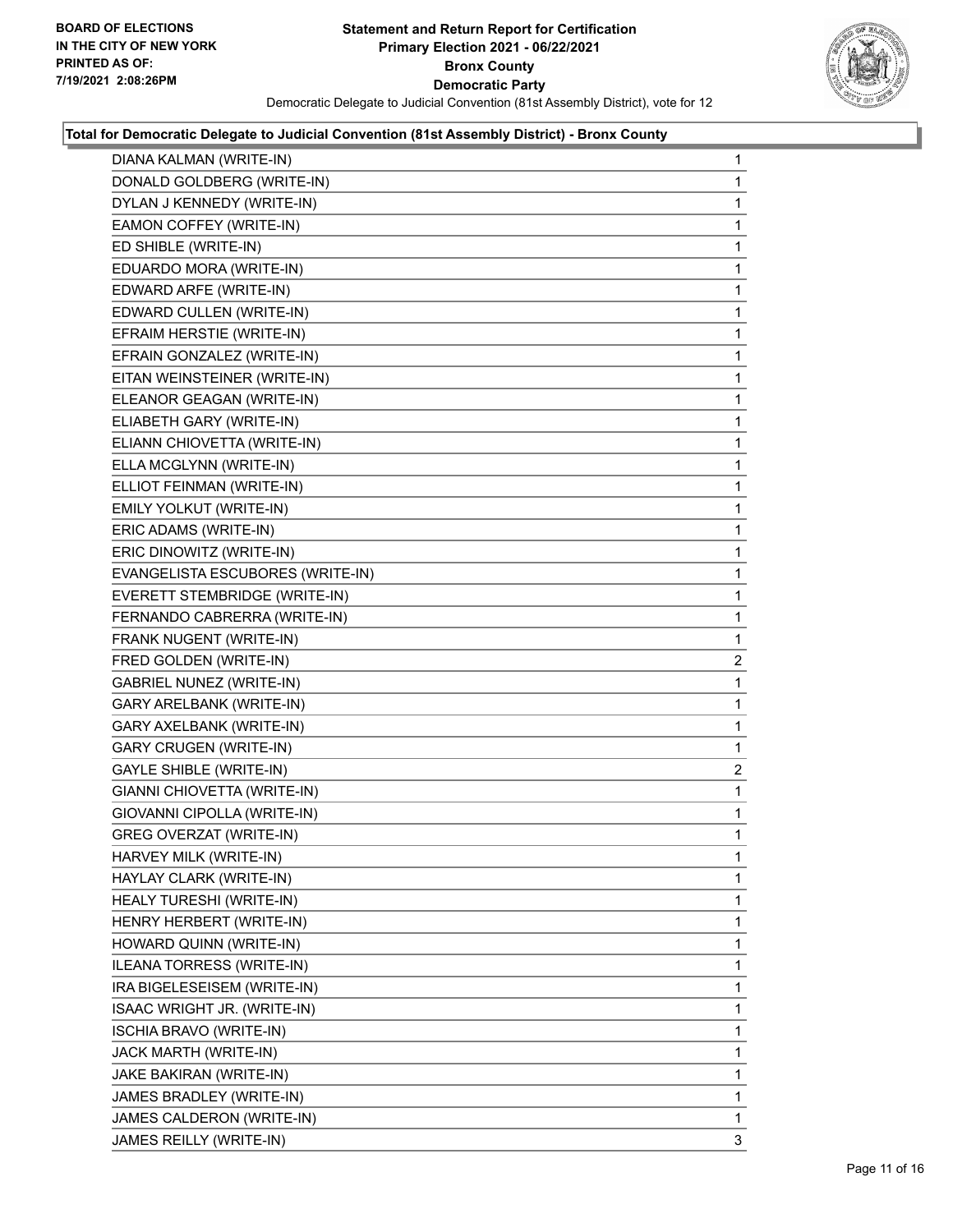**BOARD OF ELECTIONS IN THE CITY OF NEW YORK PRINTED AS OF: 7/19/2021 2:08:26PM**

# Statement and Return Report for Certification
## Primary Election 2021 - 06/22/2021
## Bronx County
## Democratic Party
Democratic Delegate to Judicial Convention (81st Assembly District), vote for 12

### Total for Democratic Delegate to Judicial Convention (81st Assembly District) - Bronx County

| Candidate | Votes |
|---|---|
| DIANA KALMAN (WRITE-IN) | 1 |
| DONALD GOLDBERG (WRITE-IN) | 1 |
| DYLAN J KENNEDY (WRITE-IN) | 1 |
| EAMON COFFEY (WRITE-IN) | 1 |
| ED SHIBLE (WRITE-IN) | 1 |
| EDUARDO MORA (WRITE-IN) | 1 |
| EDWARD ARFE (WRITE-IN) | 1 |
| EDWARD CULLEN (WRITE-IN) | 1 |
| EFRAIM HERSTIE (WRITE-IN) | 1 |
| EFRAIN GONZALEZ (WRITE-IN) | 1 |
| EITAN WEINSTEINER (WRITE-IN) | 1 |
| ELEANOR GEAGAN (WRITE-IN) | 1 |
| ELIABETH GARY (WRITE-IN) | 1 |
| ELIANN CHIOVETTA (WRITE-IN) | 1 |
| ELLA MCGLYNN (WRITE-IN) | 1 |
| ELLIOT FEINMAN (WRITE-IN) | 1 |
| EMILY YOLKUT (WRITE-IN) | 1 |
| ERIC ADAMS (WRITE-IN) | 1 |
| ERIC DINOWITZ (WRITE-IN) | 1 |
| EVANGELISTA ESCUBORES (WRITE-IN) | 1 |
| EVERETT STEMBRIDGE (WRITE-IN) | 1 |
| FERNANDO CABRERRA (WRITE-IN) | 1 |
| FRANK NUGENT (WRITE-IN) | 1 |
| FRED GOLDEN (WRITE-IN) | 2 |
| GABRIEL NUNEZ (WRITE-IN) | 1 |
| GARY ARELBANK (WRITE-IN) | 1 |
| GARY AXELBANK (WRITE-IN) | 1 |
| GARY CRUGEN (WRITE-IN) | 1 |
| GAYLE SHIBLE (WRITE-IN) | 2 |
| GIANNI CHIOVETTA (WRITE-IN) | 1 |
| GIOVANNI CIPOLLA (WRITE-IN) | 1 |
| GREG OVERZAT (WRITE-IN) | 1 |
| HARVEY MILK (WRITE-IN) | 1 |
| HAYLAY CLARK (WRITE-IN) | 1 |
| HEALY TURESHI (WRITE-IN) | 1 |
| HENRY HERBERT (WRITE-IN) | 1 |
| HOWARD QUINN (WRITE-IN) | 1 |
| ILEANA TORRESS (WRITE-IN) | 1 |
| IRA BIGELESEISEM (WRITE-IN) | 1 |
| ISAAC WRIGHT JR. (WRITE-IN) | 1 |
| ISCHIA BRAVO (WRITE-IN) | 1 |
| JACK MARTH (WRITE-IN) | 1 |
| JAKE BAKIRAN (WRITE-IN) | 1 |
| JAMES BRADLEY (WRITE-IN) | 1 |
| JAMES CALDERON (WRITE-IN) | 1 |
| JAMES REILLY (WRITE-IN) | 3 |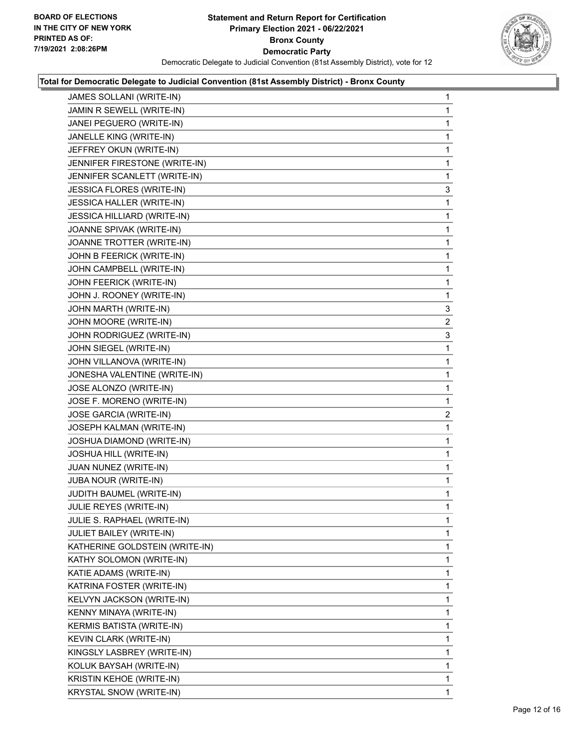**BOARD OF ELECTIONS IN THE CITY OF NEW YORK PRINTED AS OF: 7/19/2021 2:08:26PM**

# Statement and Return Report for Certification
## Primary Election 2021 - 06/22/2021
## Bronx County
## Democratic Party

Democratic Delegate to Judicial Convention (81st Assembly District), vote for 12

**Total for Democratic Delegate to Judicial Convention (81st Assembly District) - Bronx County**

| | |
|---|---|
| JAMES SOLLANI (WRITE-IN) | 1 |
| JAMIN R SEWELL (WRITE-IN) | 1 |
| JANEI PEGUERO (WRITE-IN) | 1 |
| JANELLE KING (WRITE-IN) | 1 |
| JEFFREY OKUN (WRITE-IN) | 1 |
| JENNIFER FIRESTONE (WRITE-IN) | 1 |
| JENNIFER SCANLETT (WRITE-IN) | 1 |
| JESSICA FLORES (WRITE-IN) | 3 |
| JESSICA HALLER (WRITE-IN) | 1 |
| JESSICA HILLIARD (WRITE-IN) | 1 |
| JOANNE SPIVAK (WRITE-IN) | 1 |
| JOANNE TROTTER (WRITE-IN) | 1 |
| JOHN B FEERICK (WRITE-IN) | 1 |
| JOHN CAMPBELL (WRITE-IN) | 1 |
| JOHN FEERICK (WRITE-IN) | 1 |
| JOHN J. ROONEY (WRITE-IN) | 1 |
| JOHN MARTH (WRITE-IN) | 3 |
| JOHN MOORE (WRITE-IN) | 2 |
| JOHN RODRIGUEZ (WRITE-IN) | 3 |
| JOHN SIEGEL (WRITE-IN) | 1 |
| JOHN VILLANOVA (WRITE-IN) | 1 |
| JONESHA VALENTINE (WRITE-IN) | 1 |
| JOSE ALONZO (WRITE-IN) | 1 |
| JOSE F. MORENO (WRITE-IN) | 1 |
| JOSE GARCIA (WRITE-IN) | 2 |
| JOSEPH KALMAN (WRITE-IN) | 1 |
| JOSHUA DIAMOND (WRITE-IN) | 1 |
| JOSHUA HILL (WRITE-IN) | 1 |
| JUAN NUNEZ (WRITE-IN) | 1 |
| JUBA NOUR (WRITE-IN) | 1 |
| JUDITH BAUMEL (WRITE-IN) | 1 |
| JULIE REYES (WRITE-IN) | 1 |
| JULIE S. RAPHAEL (WRITE-IN) | 1 |
| JULIET BAILEY (WRITE-IN) | 1 |
| KATHERINE GOLDSTEIN (WRITE-IN) | 1 |
| KATHY SOLOMON (WRITE-IN) | 1 |
| KATIE ADAMS (WRITE-IN) | 1 |
| KATRINA FOSTER (WRITE-IN) | 1 |
| KELVYN JACKSON (WRITE-IN) | 1 |
| KENNY MINAYA (WRITE-IN) | 1 |
| KERMIS BATISTA (WRITE-IN) | 1 |
| KEVIN CLARK (WRITE-IN) | 1 |
| KINGSLY LASBREY (WRITE-IN) | 1 |
| KOLUK BAYSAH (WRITE-IN) | 1 |
| KRISTIN KEHOE (WRITE-IN) | 1 |
| KRYSTAL SNOW (WRITE-IN) | 1 |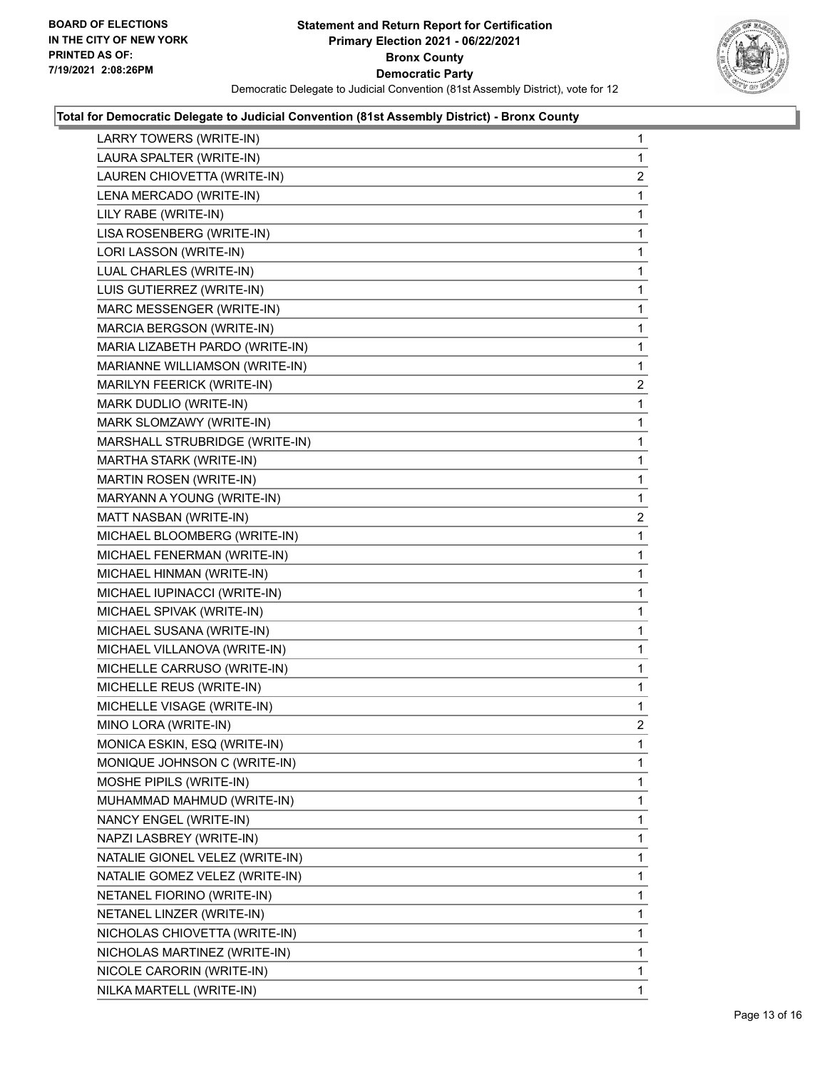**BOARD OF ELECTIONS IN THE CITY OF NEW YORK PRINTED AS OF: 7/19/2021 2:08:26PM**

# Statement and Return Report for Certification
## Primary Election 2021 - 06/22/2021
## Bronx County
## Democratic Party

Democratic Delegate to Judicial Convention (81st Assembly District), vote for 12

### Total for Democratic Delegate to Judicial Convention (81st Assembly District) - Bronx County

| Candidate | Votes |
|---|---|
| LARRY TOWERS (WRITE-IN) | 1 |
| LAURA SPALTER (WRITE-IN) | 1 |
| LAUREN CHIOVETTA (WRITE-IN) | 2 |
| LENA MERCADO (WRITE-IN) | 1 |
| LILY RABE (WRITE-IN) | 1 |
| LISA ROSENBERG (WRITE-IN) | 1 |
| LORI LASSON (WRITE-IN) | 1 |
| LUAL CHARLES (WRITE-IN) | 1 |
| LUIS GUTIERREZ (WRITE-IN) | 1 |
| MARC MESSENGER (WRITE-IN) | 1 |
| MARCIA BERGSON (WRITE-IN) | 1 |
| MARIA LIZABETH PARDO (WRITE-IN) | 1 |
| MARIANNE WILLIAMSON (WRITE-IN) | 1 |
| MARILYN FEERICK (WRITE-IN) | 2 |
| MARK DUDLIO (WRITE-IN) | 1 |
| MARK SLOMZAWY (WRITE-IN) | 1 |
| MARSHALL STRUBRIDGE (WRITE-IN) | 1 |
| MARTHA STARK (WRITE-IN) | 1 |
| MARTIN ROSEN (WRITE-IN) | 1 |
| MARYANN A YOUNG (WRITE-IN) | 1 |
| MATT NASBAN (WRITE-IN) | 2 |
| MICHAEL BLOOMBERG (WRITE-IN) | 1 |
| MICHAEL FENERMAN (WRITE-IN) | 1 |
| MICHAEL HINMAN (WRITE-IN) | 1 |
| MICHAEL IUPINACCI (WRITE-IN) | 1 |
| MICHAEL SPIVAK (WRITE-IN) | 1 |
| MICHAEL SUSANA (WRITE-IN) | 1 |
| MICHAEL VILLANOVA (WRITE-IN) | 1 |
| MICHELLE CARRUSO (WRITE-IN) | 1 |
| MICHELLE REUS (WRITE-IN) | 1 |
| MICHELLE VISAGE (WRITE-IN) | 1 |
| MINO LORA (WRITE-IN) | 2 |
| MONICA ESKIN, ESQ (WRITE-IN) | 1 |
| MONIQUE JOHNSON C (WRITE-IN) | 1 |
| MOSHE PIPILS (WRITE-IN) | 1 |
| MUHAMMAD MAHMUD (WRITE-IN) | 1 |
| NANCY ENGEL (WRITE-IN) | 1 |
| NAPZI LASBREY (WRITE-IN) | 1 |
| NATALIE GIONEL VELEZ (WRITE-IN) | 1 |
| NATALIE GOMEZ VELEZ (WRITE-IN) | 1 |
| NETANEL FIORINO (WRITE-IN) | 1 |
| NETANEL LINZER (WRITE-IN) | 1 |
| NICHOLAS CHIOVETTA (WRITE-IN) | 1 |
| NICHOLAS MARTINEZ (WRITE-IN) | 1 |
| NICOLE CARORIN (WRITE-IN) | 1 |
| NILKA MARTELL (WRITE-IN) | 1 |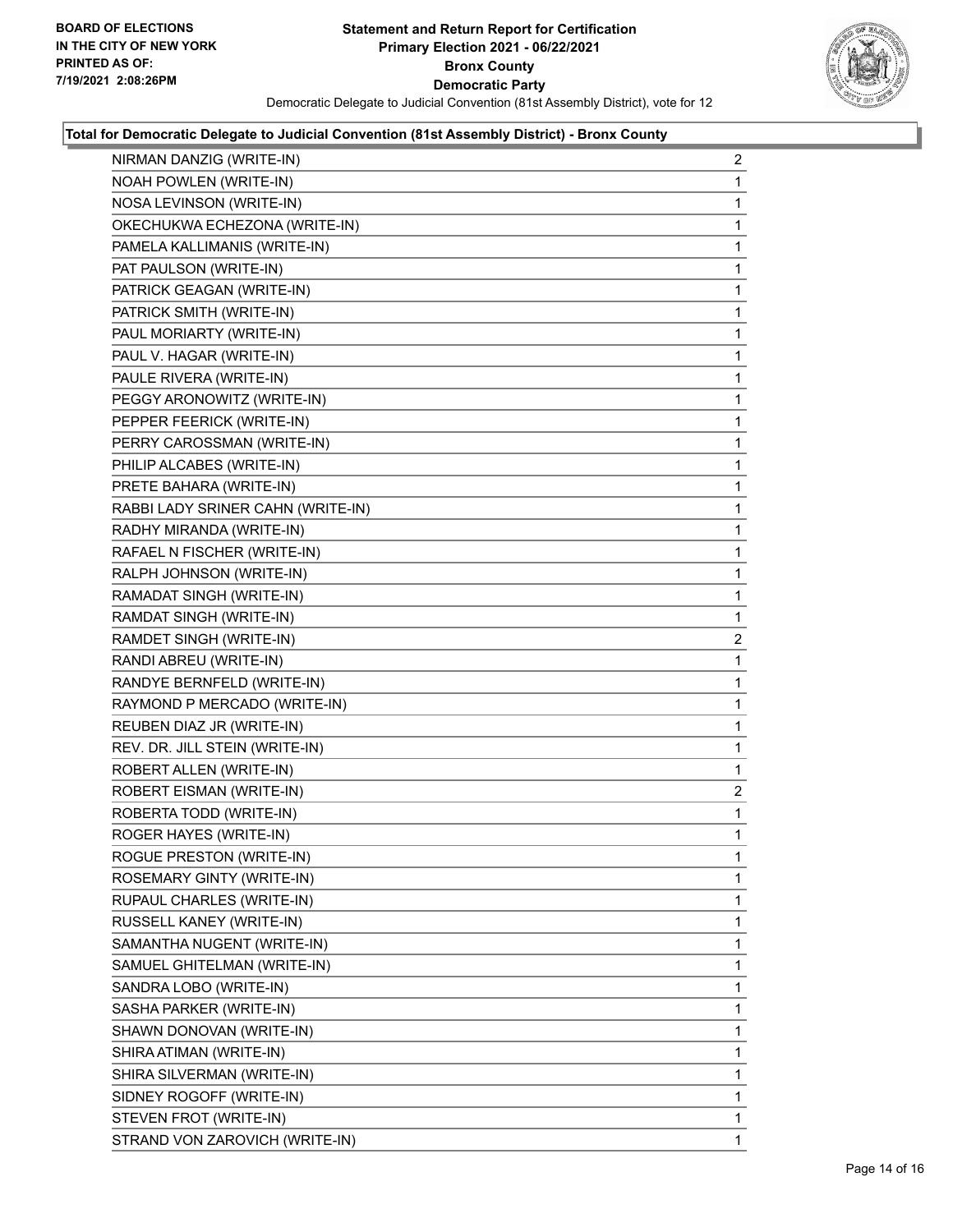**Statement and Return Report for Certification**
**Primary Election 2021 - 06/22/2021**
**Bronx County**
**Democratic Party**
Democratic Delegate to Judicial Convention (81st Assembly District), vote for 12

BOARD OF ELECTIONS
IN THE CITY OF NEW YORK
PRINTED AS OF:
7/19/2021 2:08:26PM

**Total for Democratic Delegate to Judicial Convention (81st Assembly District) - Bronx County**

| Candidate | Votes |
|---|---|
| NIRMAN DANZIG (WRITE-IN) | 2 |
| NOAH POWLEN (WRITE-IN) | 1 |
| NOSA LEVINSON (WRITE-IN) | 1 |
| OKECHUKWA ECHEZONA (WRITE-IN) | 1 |
| PAMELA KALLIMANIS (WRITE-IN) | 1 |
| PAT PAULSON (WRITE-IN) | 1 |
| PATRICK GEAGAN (WRITE-IN) | 1 |
| PATRICK SMITH (WRITE-IN) | 1 |
| PAUL MORIARTY (WRITE-IN) | 1 |
| PAUL V. HAGAR (WRITE-IN) | 1 |
| PAULE RIVERA (WRITE-IN) | 1 |
| PEGGY ARONOWITZ (WRITE-IN) | 1 |
| PEPPER FEERICK (WRITE-IN) | 1 |
| PERRY CAROSSMAN (WRITE-IN) | 1 |
| PHILIP ALCABES (WRITE-IN) | 1 |
| PRETE BAHARA (WRITE-IN) | 1 |
| RABBI LADY SRINER CAHN (WRITE-IN) | 1 |
| RADHY MIRANDA (WRITE-IN) | 1 |
| RAFAEL N FISCHER (WRITE-IN) | 1 |
| RALPH JOHNSON (WRITE-IN) | 1 |
| RAMADAT SINGH (WRITE-IN) | 1 |
| RAMDAT SINGH (WRITE-IN) | 1 |
| RAMDET SINGH (WRITE-IN) | 2 |
| RANDI ABREU (WRITE-IN) | 1 |
| RANDYE BERNFELD (WRITE-IN) | 1 |
| RAYMOND P MERCADO (WRITE-IN) | 1 |
| REUBEN DIAZ JR (WRITE-IN) | 1 |
| REV. DR. JILL STEIN (WRITE-IN) | 1 |
| ROBERT ALLEN (WRITE-IN) | 1 |
| ROBERT EISMAN (WRITE-IN) | 2 |
| ROBERTA TODD (WRITE-IN) | 1 |
| ROGER HAYES (WRITE-IN) | 1 |
| ROGUE PRESTON (WRITE-IN) | 1 |
| ROSEMARY GINTY (WRITE-IN) | 1 |
| RUPAUL CHARLES (WRITE-IN) | 1 |
| RUSSELL KANEY (WRITE-IN) | 1 |
| SAMANTHA NUGENT (WRITE-IN) | 1 |
| SAMUEL GHITELMAN (WRITE-IN) | 1 |
| SANDRA LOBO (WRITE-IN) | 1 |
| SASHA PARKER (WRITE-IN) | 1 |
| SHAWN DONOVAN (WRITE-IN) | 1 |
| SHIRA ATIMAN (WRITE-IN) | 1 |
| SHIRA SILVERMAN (WRITE-IN) | 1 |
| SIDNEY ROGOFF (WRITE-IN) | 1 |
| STEVEN FROT (WRITE-IN) | 1 |
| STRAND VON ZAROVICH (WRITE-IN) | 1 |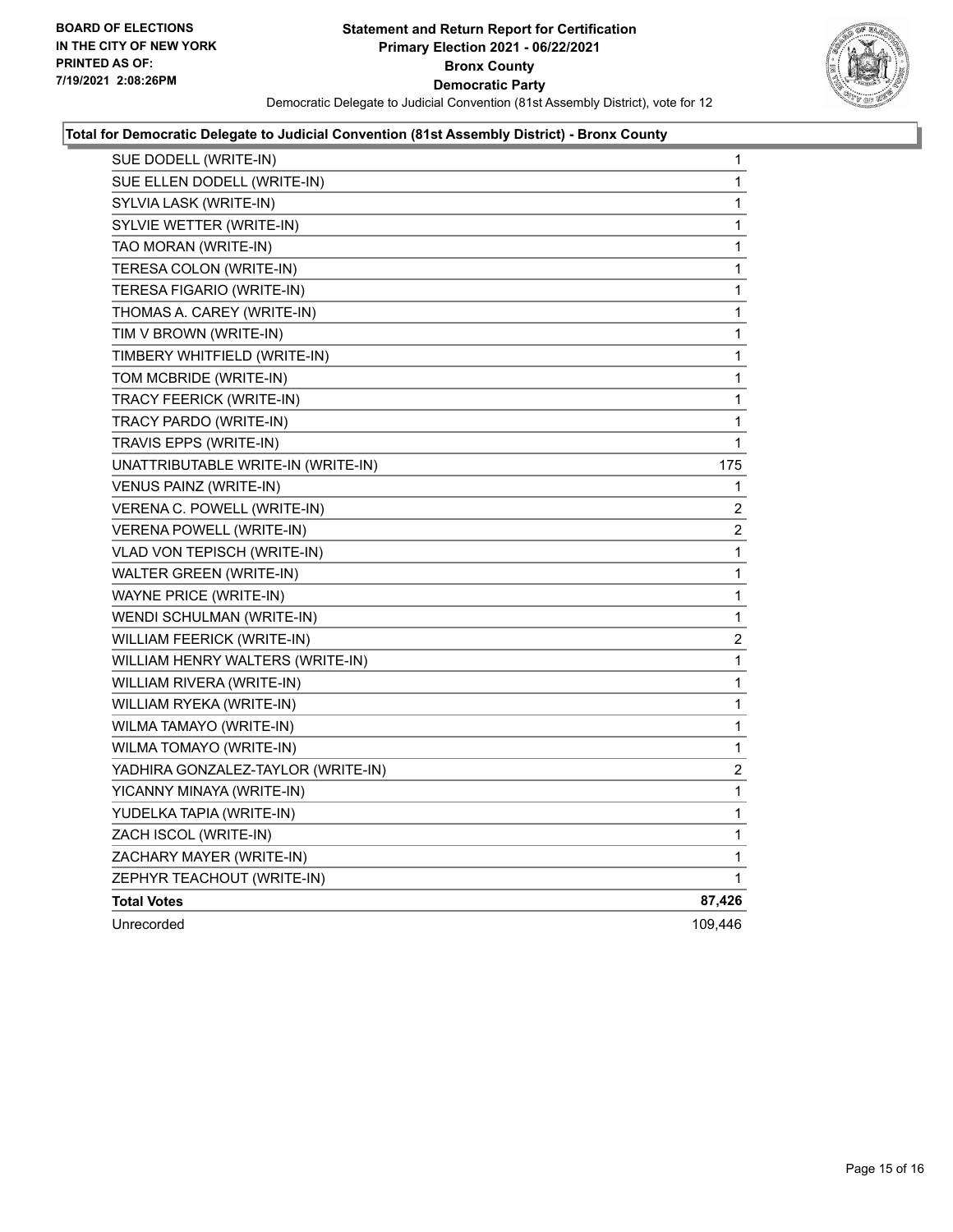**BOARD OF ELECTIONS IN THE CITY OF NEW YORK PRINTED AS OF: 7/19/2021 2:08:26PM**

**Statement and Return Report for Certification Primary Election 2021 - 06/22/2021 Bronx County Democratic Party**

Democratic Delegate to Judicial Convention (81st Assembly District), vote for 12

**Total for Democratic Delegate to Judicial Convention (81st Assembly District) - Bronx County**

| | |
|---|---|
| SUE DODELL (WRITE-IN) | 1 |
| SUE ELLEN DODELL (WRITE-IN) | 1 |
| SYLVIA LASK (WRITE-IN) | 1 |
| SYLVIE WETTER (WRITE-IN) | 1 |
| TAO MORAN (WRITE-IN) | 1 |
| TERESA COLON (WRITE-IN) | 1 |
| TERESA FIGARIO (WRITE-IN) | 1 |
| THOMAS A. CAREY (WRITE-IN) | 1 |
| TIM V BROWN (WRITE-IN) | 1 |
| TIMBERY WHITFIELD (WRITE-IN) | 1 |
| TOM MCBRIDE (WRITE-IN) | 1 |
| TRACY FEERICK (WRITE-IN) | 1 |
| TRACY PARDO (WRITE-IN) | 1 |
| TRAVIS EPPS (WRITE-IN) | 1 |
| UNATTRIBUTABLE WRITE-IN (WRITE-IN) | 175 |
| VENUS PAINZ (WRITE-IN) | 1 |
| VERENA C. POWELL (WRITE-IN) | 2 |
| VERENA POWELL (WRITE-IN) | 2 |
| VLAD VON TEPISCH (WRITE-IN) | 1 |
| WALTER GREEN (WRITE-IN) | 1 |
| WAYNE PRICE (WRITE-IN) | 1 |
| WENDI SCHULMAN (WRITE-IN) | 1 |
| WILLIAM FEERICK (WRITE-IN) | 2 |
| WILLIAM HENRY WALTERS (WRITE-IN) | 1 |
| WILLIAM RIVERA (WRITE-IN) | 1 |
| WILLIAM RYEKA (WRITE-IN) | 1 |
| WILMA TAMAYO (WRITE-IN) | 1 |
| WILMA TOMAYO (WRITE-IN) | 1 |
| YADHIRA GONZALEZ-TAYLOR (WRITE-IN) | 2 |
| YICANNY MINAYA (WRITE-IN) | 1 |
| YUDELKA TAPIA (WRITE-IN) | 1 |
| ZACH ISCOL (WRITE-IN) | 1 |
| ZACHARY MAYER (WRITE-IN) | 1 |
| ZEPHYR TEACHOUT (WRITE-IN) | 1 |
| **Total Votes** | **87,426** |
| Unrecorded | 109,446 |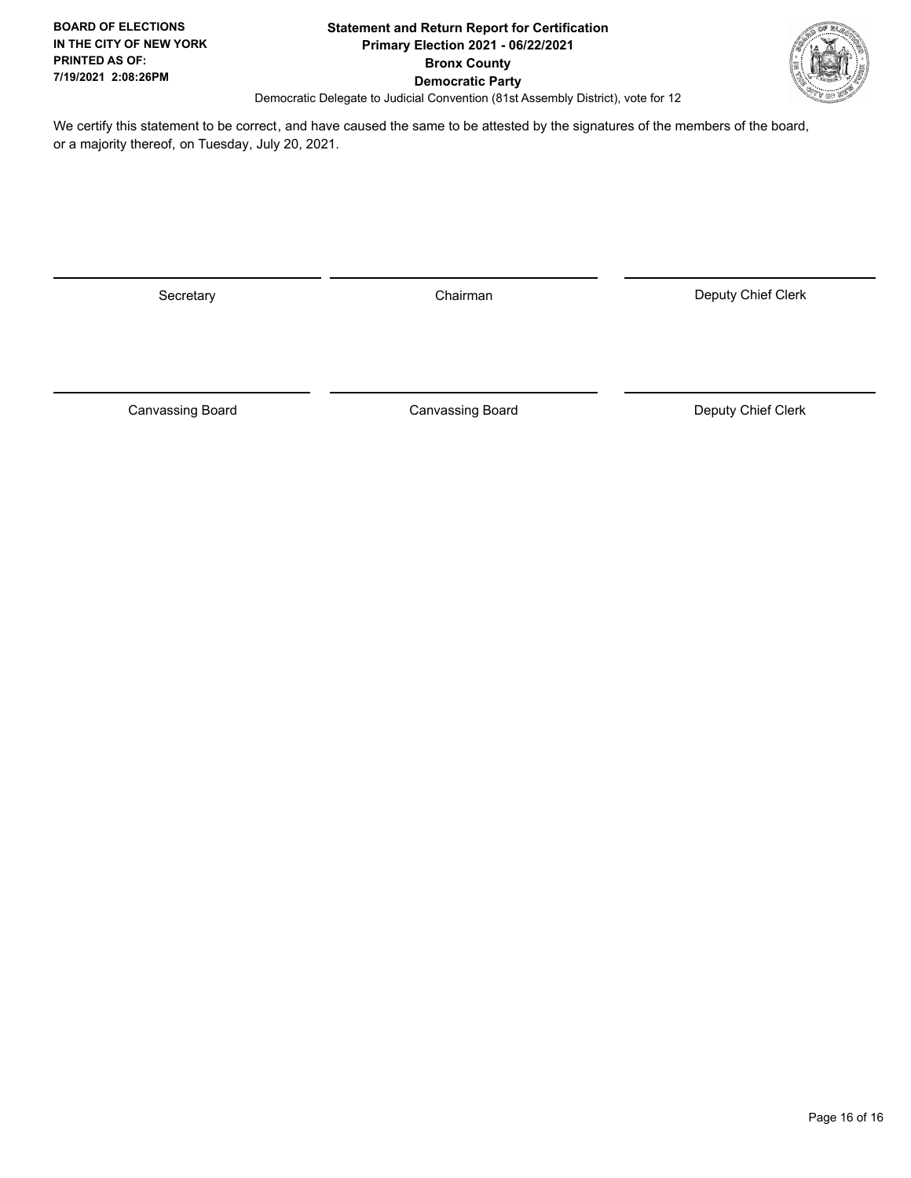We certify this statement to be correct, and have caused the same to be attested by the signatures of the members of the board, or a majority thereof, on Tuesday, July 20, 2021.

| | | |
|---|---|---|
| Secretary | Chairman | Deputy Chief Clerk |
| Canvassing Board | Canvassing Board | Deputy Chief Clerk |